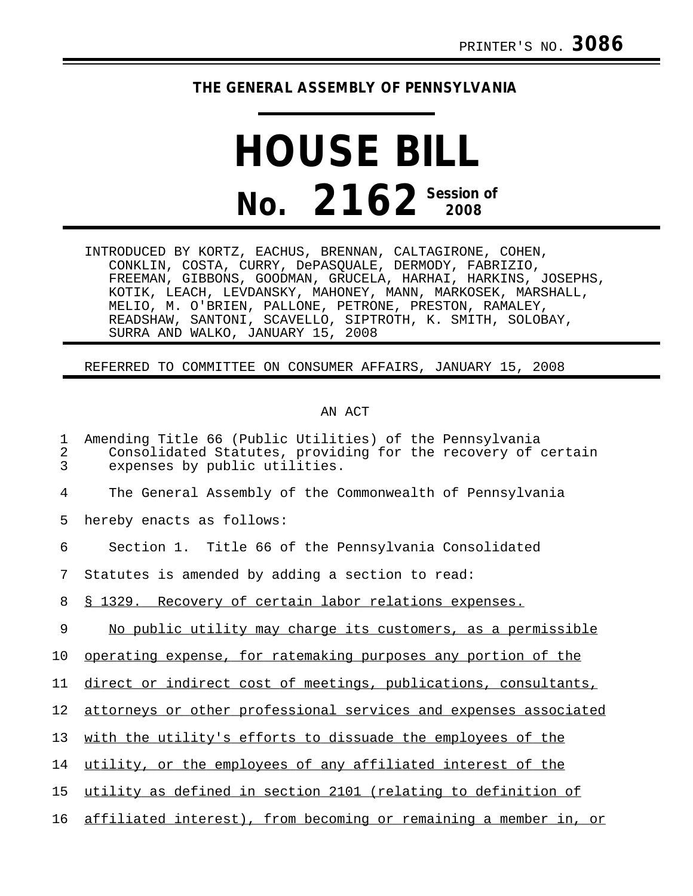PRINTER'S NO. **3086**

**THE GENERAL ASSEMBLY OF PENNSYLVANIA**

# HOUSE BILL

# No. 2162 Session of 2008

INTRODUCED BY KORTZ, EACHUS, BRENNAN, CALTAGIRONE, COHEN, CONKLIN, COSTA, CURRY, DePASQUALE, DERMODY, FABRIZIO, FREEMAN, GIBBONS, GOODMAN, GRUCELA, HARHAI, HARKINS, JOSEPHS, KOTIK, LEACH, LEVDANSKY, MAHONEY, MANN, MARKOSEK, MARSHALL, MELIO, M. O'BRIEN, PALLONE, PETRONE, PRESTON, RAMALEY, READSHAW, SANTONI, SCAVELLO, SIPTROTH, K. SMITH, SOLOBAY, SURRA AND WALKO, JANUARY 15, 2008

REFERRED TO COMMITTEE ON CONSUMER AFFAIRS, JANUARY 15, 2008

AN ACT

1 Amending Title 66 (Public Utilities) of the Pennsylvania
2 Consolidated Statutes, providing for the recovery of certain
3 expenses by public utilities.

4 The General Assembly of the Commonwealth of Pennsylvania
5 hereby enacts as follows:

6 Section 1. Title 66 of the Pennsylvania Consolidated
7 Statutes is amended by adding a section to read:

8 § 1329. Recovery of certain labor relations expenses.

9 No public utility may charge its customers, as a permissible
10 operating expense, for ratemaking purposes any portion of the
11 direct or indirect cost of meetings, publications, consultants,
12 attorneys or other professional services and expenses associated
13 with the utility's efforts to dissuade the employees of the
14 utility, or the employees of any affiliated interest of the
15 utility as defined in section 2101 (relating to definition of
16 affiliated interest), from becoming or remaining a member in, or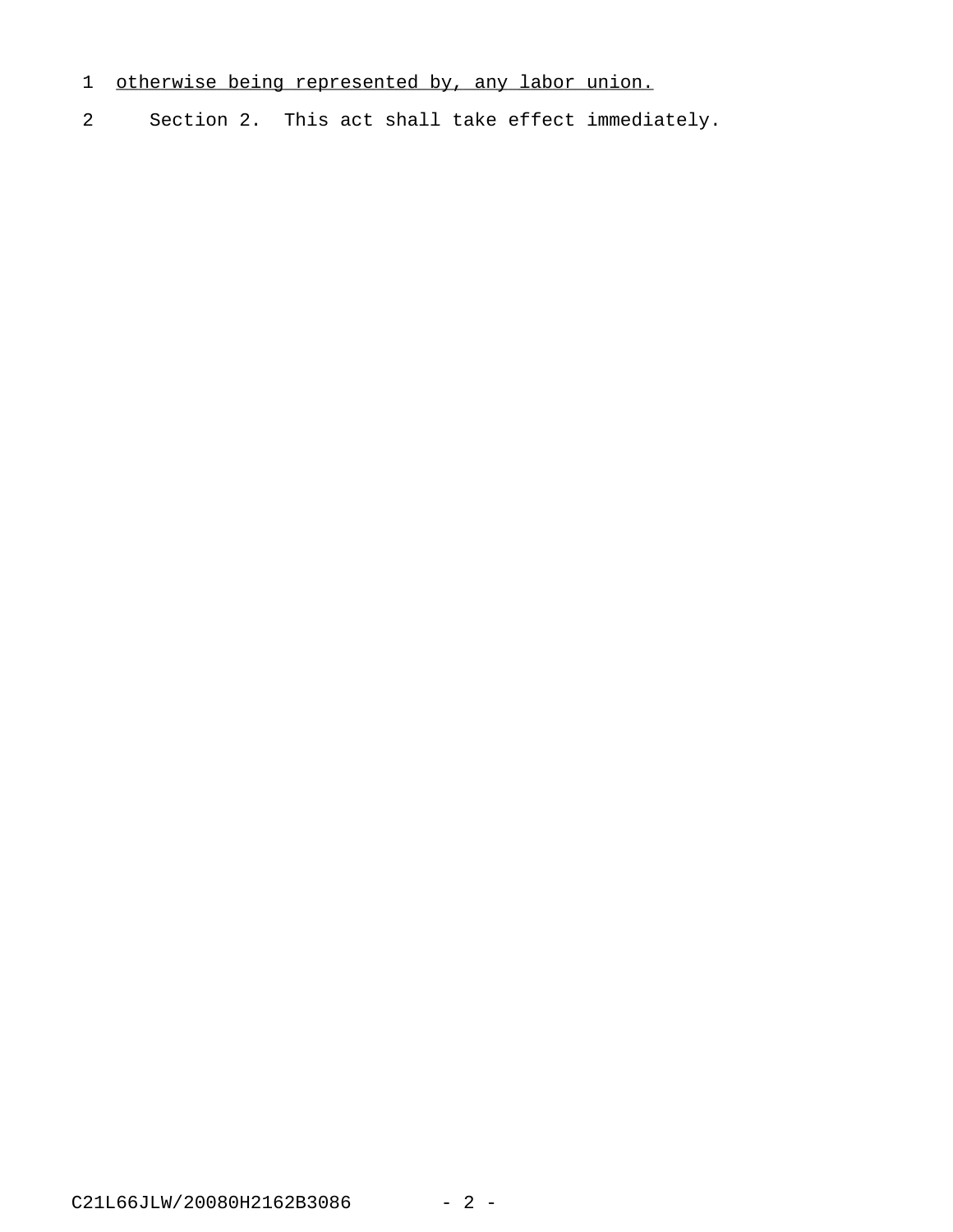otherwise being represented by, any labor union.

Section 2. This act shall take effect immediately.